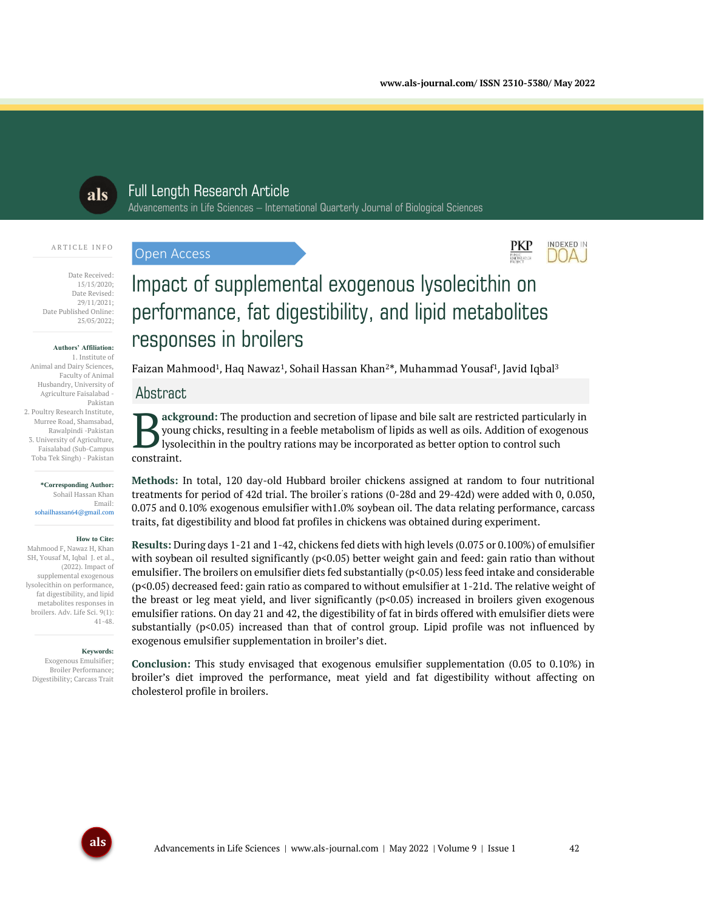Full Length Research Article

Advancements in Life Sciences – International Quarterly Journal of Biological Sciences

Open Access

# Impact of supplemental exogenous lysolecithin on performance, fat digestibility, and lipid metabolites responses in broilers

Faizan Mahmood[1], Haq Nawaz[1], Sohail Hassan Khan[2]*, Muhammad Yousaf[1], Javid Iqbal[3]

**ARTICLE INFO**

Date Received: 15/15/2020;
Date Revised: 29/11/2021;
Date Published Online: 25/05/2022;

**Authors' Affiliation:**
1. Institute of Animal and Dairy Sciences, Faculty of Animal Husbandry, University of Agriculture Faisalabad - Pakistan
2. Poultry Research Institute, Murree Road, Shamsabad, Rawalpindi -Pakistan
3. University of Agriculture, Faisalabad (Sub-Campus Toba Tek Singh) - Pakistan

**\*Corresponding Author:**
Sohail Hassan Khan
Email: sohailhassan64@gmail.com

**How to Cite:**
Mahmood F, Nawaz H, Khan SH, Yousaf M, Iqbal J. et al., (2022). Impact of supplemental exogenous lysolecithin on performance, fat digestibility, and lipid metabolites responses in broilers. Adv. Life Sci. 9(1): 41-48.

**Keywords:**
Exogenous Emulsifier; Broiler Performance; Digestibility; Carcass Trait

## Abstract

**Background:** The production and secretion of lipase and bile salt are restricted particularly in young chicks, resulting in a feeble metabolism of lipids as well as oils. Addition of exogenous lysolecithin in the poultry rations may be incorporated as better option to control such constraint.

**Methods:** In total, 120 day-old Hubbard broiler chickens assigned at random to four nutritional treatments for period of 42d trial. The broiler's rations (0-28d and 29-42d) were added with 0, 0.050, 0.075 and 0.10% exogenous emulsifier with1.0% soybean oil. The data relating performance, carcass traits, fat digestibility and blood fat profiles in chickens was obtained during experiment.

**Results:** During days 1-21 and 1-42, chickens fed diets with high levels (0.075 or 0.100%) of emulsifier with soybean oil resulted significantly ($p<0.05$) better weight gain and feed: gain ratio than without emulsifier. The broilers on emulsifier diets fed substantially ($p<0.05$) less feed intake and considerable ($p<0.05$) decreased feed: gain ratio as compared to without emulsifier at 1-21d. The relative weight of the breast or leg meat yield, and liver significantly ($p<0.05$) increased in broilers given exogenous emulsifier rations. On day 21 and 42, the digestibility of fat in birds offered with emulsifier diets were substantially ($p<0.05$) increased than that of control group. Lipid profile was not influenced by exogenous emulsifier supplementation in broiler's diet.

**Conclusion:** This study envisaged that exogenous emulsifier supplementation (0.05 to 0.10%) in broiler's diet improved the performance, meat yield and fat digestibility without affecting on cholesterol profile in broilers.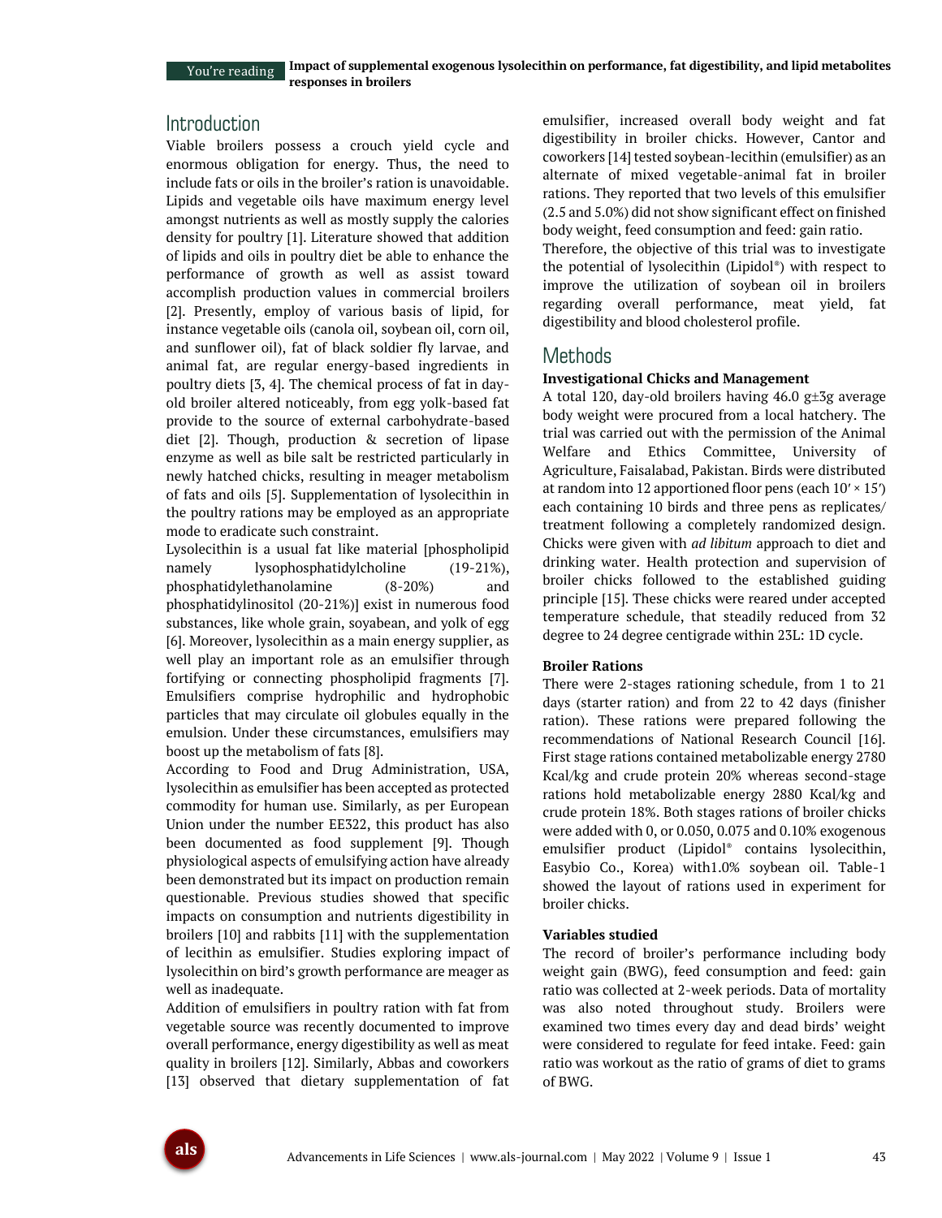## Introduction

Viable broilers possess a crouch yield cycle and enormous obligation for energy. Thus, the need to include fats or oils in the broiler's ration is unavoidable. Lipids and vegetable oils have maximum energy level amongst nutrients as well as mostly supply the calories density for poultry [1]. Literature showed that addition of lipids and oils in poultry diet be able to enhance the performance of growth as well as assist toward accomplish production values in commercial broilers [2]. Presently, employ of various basis of lipid, for instance vegetable oils (canola oil, soybean oil, corn oil, and sunflower oil), fat of black soldier fly larvae, and animal fat, are regular energy-based ingredients in poultry diets [3, 4]. The chemical process of fat in day-old broiler altered noticeably, from egg yolk-based fat provide to the source of external carbohydrate-based diet [2]. Though, production & secretion of lipase enzyme as well as bile salt be restricted particularly in newly hatched chicks, resulting in meager metabolism of fats and oils [5]. Supplementation of lysolecithin in the poultry rations may be employed as an appropriate mode to eradicate such constraint.

Lysolecithin is a usual fat like material [phospholipid namely lysophosphatidylcholine (19-21%), phosphatidylethanolamine (8-20%) and phosphatidylinositol (20-21%)] exist in numerous food substances, like whole grain, soyabean, and yolk of egg [6]. Moreover, lysolecithin as a main energy supplier, as well play an important role as an emulsifier through fortifying or connecting phospholipid fragments [7]. Emulsifiers comprise hydrophilic and hydrophobic particles that may circulate oil globules equally in the emulsion. Under these circumstances, emulsifiers may boost up the metabolism of fats [8].

According to Food and Drug Administration, USA, lysolecithin as emulsifier has been accepted as protected commodity for human use. Similarly, as per European Union under the number EE322, this product has also been documented as food supplement [9]. Though physiological aspects of emulsifying action have already been demonstrated but its impact on production remain questionable. Previous studies showed that specific impacts on consumption and nutrients digestibility in broilers [10] and rabbits [11] with the supplementation of lecithin as emulsifier. Studies exploring impact of lysolecithin on bird's growth performance are meager as well as inadequate.

Addition of emulsifiers in poultry ration with fat from vegetable source was recently documented to improve overall performance, energy digestibility as well as meat quality in broilers [12]. Similarly, Abbas and coworkers [13] observed that dietary supplementation of fat emulsifier, increased overall body weight and fat digestibility in broiler chicks. However, Cantor and coworkers [14] tested soybean-lecithin (emulsifier) as an alternate of mixed vegetable-animal fat in broiler rations. They reported that two levels of this emulsifier (2.5 and 5.0%) did not show significant effect on finished body weight, feed consumption and feed: gain ratio.

Therefore, the objective of this trial was to investigate the potential of lysolecithin (Lipidol®) with respect to improve the utilization of soybean oil in broilers regarding overall performance, meat yield, fat digestibility and blood cholesterol profile.

## Methods

### Investigational Chicks and Management

A total 120, day-old broilers having 46.0 g±3g average body weight were procured from a local hatchery. The trial was carried out with the permission of the Animal Welfare and Ethics Committee, University of Agriculture, Faisalabad, Pakistan. Birds were distributed at random into 12 apportioned floor pens (each 10′ × 15′) each containing 10 birds and three pens as replicates/ treatment following a completely randomized design. Chicks were given with *ad libitum* approach to diet and drinking water. Health protection and supervision of broiler chicks followed to the established guiding principle [15]. These chicks were reared under accepted temperature schedule, that steadily reduced from 32 degree to 24 degree centigrade within 23L: 1D cycle.

### Broiler Rations

There were 2-stages rationing schedule, from 1 to 21 days (starter ration) and from 22 to 42 days (finisher ration). These rations were prepared following the recommendations of National Research Council [16]. First stage rations contained metabolizable energy 2780 Kcal/kg and crude protein 20% whereas second-stage rations hold metabolizable energy 2880 Kcal/kg and crude protein 18%. Both stages rations of broiler chicks were added with 0, or 0.050, 0.075 and 0.10% exogenous emulsifier product (Lipidol® contains lysolecithin, Easybio Co., Korea) with1.0% soybean oil. Table-1 showed the layout of rations used in experiment for broiler chicks.

### Variables studied

The record of broiler's performance including body weight gain (BWG), feed consumption and feed: gain ratio was collected at 2-week periods. Data of mortality was also noted throughout study. Broilers were examined two times every day and dead birds' weight were considered to regulate for feed intake. Feed: gain ratio was workout as the ratio of grams of diet to grams of BWG.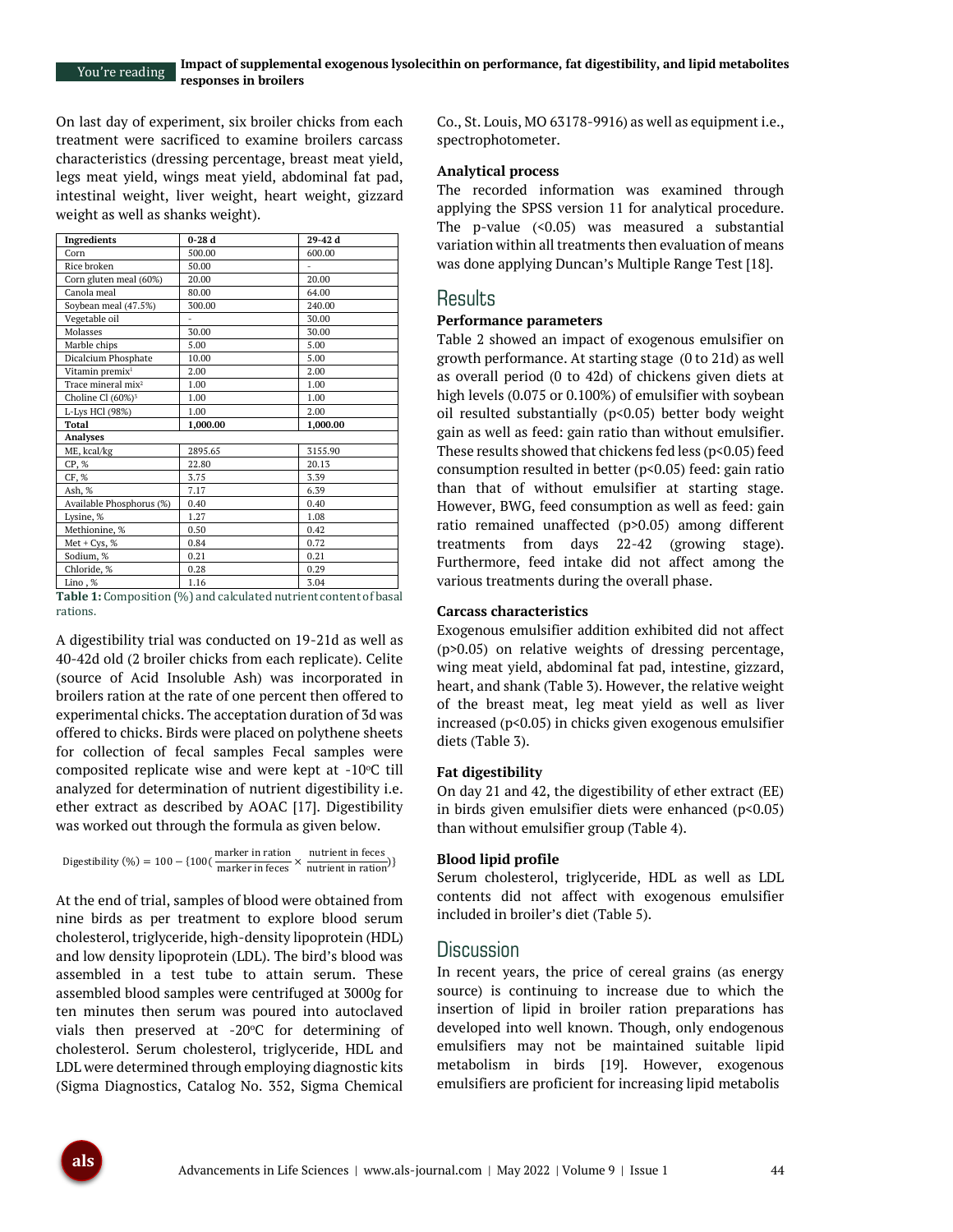On last day of experiment, six broiler chicks from each treatment were sacrificed to examine broilers carcass characteristics (dressing percentage, breast meat yield, legs meat yield, wings meat yield, abdominal fat pad, intestinal weight, liver weight, heart weight, gizzard weight as well as shanks weight).

| Ingredients | 0-28 d | 29-42 d |
|---|---|---|
| Corn | 500.00 | 600.00 |
| Rice broken | 50.00 | - |
| Corn gluten meal (60%) | 20.00 | 20.00 |
| Canola meal | 80.00 | 64.00 |
| Soybean meal (47.5%) | 300.00 | 240.00 |
| Vegetable oil | - | 30.00 |
| Molasses | 30.00 | 30.00 |
| Marble chips | 5.00 | 5.00 |
| Dicalcium Phosphate | 10.00 | 5.00 |
| Vitamin premix[1] | 2.00 | 2.00 |
| Trace mineral mix[2] | 1.00 | 1.00 |
| Choline Cl (60%)[3] | 1.00 | 1.00 |
| L-Lys HCl (98%) | 1.00 | 2.00 |
| **Total** | **1,000.00** | **1,000.00** |
| **Analyses** | | |
| ME, kcal/kg | 2895.65 | 3155.90 |
| CP, % | 22.80 | 20.13 |
| CF, % | 3.75 | 3.39 |
| Ash, % | 7.17 | 6.39 |
| Available Phosphorus (%) | 0.40 | 0.40 |
| Lysine, % | 1.27 | 1.08 |
| Methionine, % | 0.50 | 0.42 |
| Met + Cys, % | 0.84 | 0.72 |
| Sodium, % | 0.21 | 0.21 |
| Chloride, % | 0.28 | 0.29 |
| Lino , % | 1.16 | 3.04 |

**Table 1:** Composition (%) and calculated nutrient content of basal rations.

A digestibility trial was conducted on 19-21d as well as 40-42d old (2 broiler chicks from each replicate). Celite (source of Acid Insoluble Ash) was incorporated in broilers ration at the rate of one percent then offered to experimental chicks. The acceptation duration of 3d was offered to chicks. Birds were placed on polythene sheets for collection of fecal samples Fecal samples were composited replicate wise and were kept at -10°C till analyzed for determination of nutrient digestibility i.e. ether extract as described by AOAC [17]. Digestibility was worked out through the formula as given below.

$$\text{Digestibility (\%)} = 100 - \{100(\frac{\text{marker in ration}}{\text{marker in feces}} \times \frac{\text{nutrient in feces}}{\text{nutrient in ration}})\}$$

At the end of trial, samples of blood were obtained from nine birds as per treatment to explore blood serum cholesterol, triglyceride, high-density lipoprotein (HDL) and low density lipoprotein (LDL). The bird's blood was assembled in a test tube to attain serum. These assembled blood samples were centrifuged at 3000g for ten minutes then serum was poured into autoclaved vials then preserved at -20°C for determining of cholesterol. Serum cholesterol, triglyceride, HDL and LDL were determined through employing diagnostic kits (Sigma Diagnostics, Catalog No. 352, Sigma Chemical Co., St. Louis, MO 63178-9916) as well as equipment i.e., spectrophotometer.

### Analytical process

The recorded information was examined through applying the SPSS version 11 for analytical procedure. The p-value (<0.05) was measured a substantial variation within all treatments then evaluation of means was done applying Duncan's Multiple Range Test [18].

## Results

### Performance parameters

Table 2 showed an impact of exogenous emulsifier on growth performance. At starting stage (0 to 21d) as well as overall period (0 to 42d) of chickens given diets at high levels (0.075 or 0.100%) of emulsifier with soybean oil resulted substantially (p<0.05) better body weight gain as well as feed: gain ratio than without emulsifier. These results showed that chickens fed less (p<0.05) feed consumption resulted in better (p<0.05) feed: gain ratio than that of without emulsifier at starting stage. However, BWG, feed consumption as well as feed: gain ratio remained unaffected (p>0.05) among different treatments from days 22-42 (growing stage). Furthermore, feed intake did not affect among the various treatments during the overall phase.

### Carcass characteristics

Exogenous emulsifier addition exhibited did not affect (p>0.05) on relative weights of dressing percentage, wing meat yield, abdominal fat pad, intestine, gizzard, heart, and shank (Table 3). However, the relative weight of the breast meat, leg meat yield as well as liver increased (p<0.05) in chicks given exogenous emulsifier diets (Table 3).

### Fat digestibility

On day 21 and 42, the digestibility of ether extract (EE) in birds given emulsifier diets were enhanced (p<0.05) than without emulsifier group (Table 4).

### Blood lipid profile

Serum cholesterol, triglyceride, HDL as well as LDL contents did not affect with exogenous emulsifier included in broiler's diet (Table 5).

## Discussion

In recent years, the price of cereal grains (as energy source) is continuing to increase due to which the insertion of lipid in broiler ration preparations has developed into well known. Though, only endogenous emulsifiers may not be maintained suitable lipid metabolism in birds [19]. However, exogenous emulsifiers are proficient for increasing lipid metabolis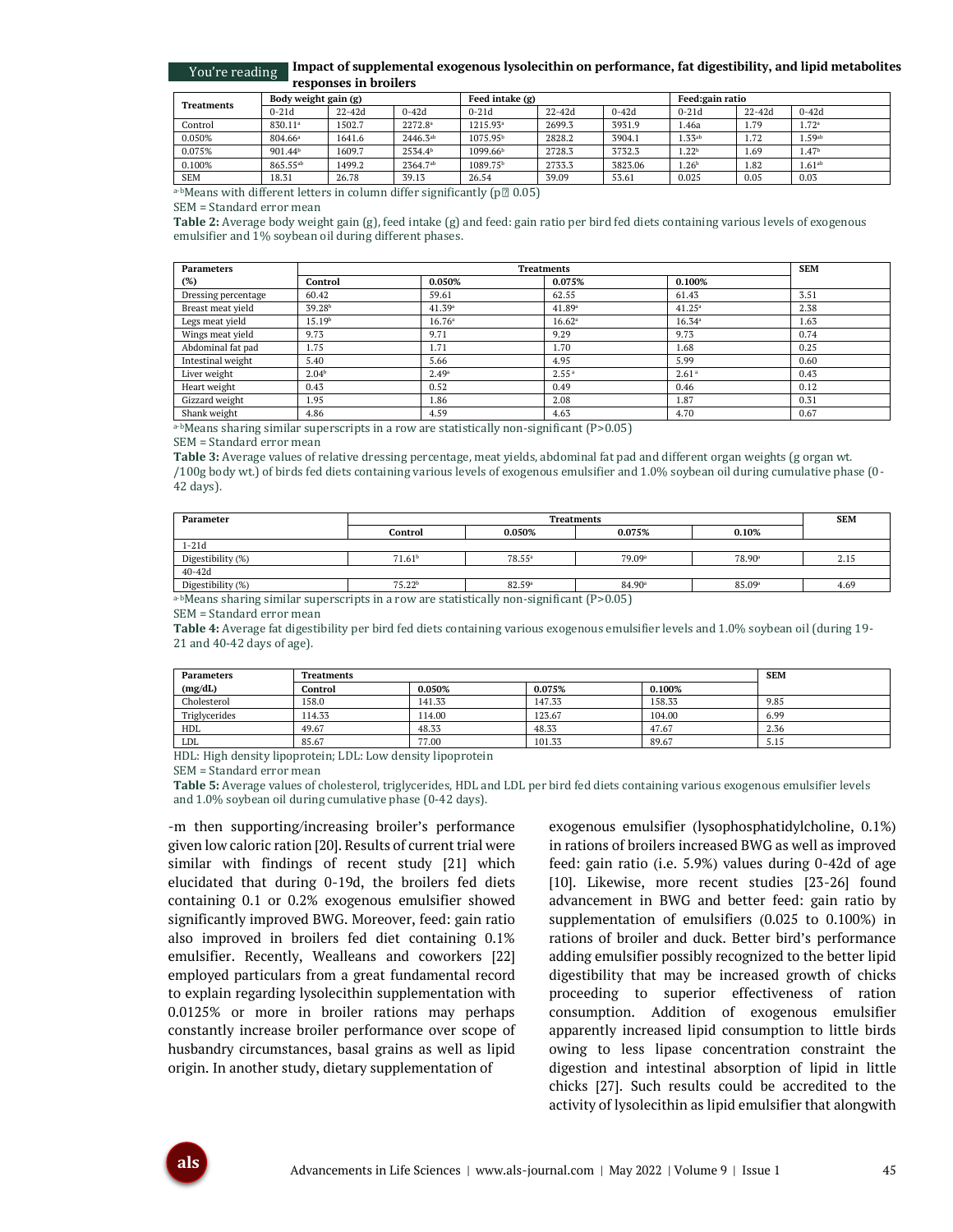| Treatments | Body weight gain (g) | | | Feed intake (g) | | | Feed:gain ratio | | |
|---|---|---|---|---|---|---|---|---|---|
| | 0-21d | 22-42d | 0-42d | 0-21d | 22-42d | 0-42d | 0-21d | 22-42d | 0-42d |
| Control | 830.11[a] | 1502.7 | 2272.8[a] | 1215.93[a] | 2699.3 | 3931.9 | 1.46a | 1.79 | 1.72[a] |
| 0.050% | 804.66[a] | 1641.6 | 2446.3[ab] | 1075.95[b] | 2828.2 | 3904.1 | 1.33[ab] | 1.72 | 1.59[ab] |
| 0.075% | 901.44[b] | 1609.7 | 2534.4[b] | 1099.66[b] | 2728.3 | 3732.3 | 1.22[b] | 1.69 | 1.47[b] |
| 0.100% | 865.55[ab] | 1499.2 | 2364.7[ab] | 1089.75[b] | 2733.3 | 3823.06 | 1.26[b] | 1.82 | 1.61[ab] |
| SEM | 18.31 | 26.78 | 39.13 | 26.54 | 39.09 | 53.61 | 0.025 | 0.05 | 0.03 |

[a-b]Means with different letters in column differ significantly (p≤ 0.05)

SEM = Standard error mean

**Table 2:** Average body weight gain (g), feed intake (g) and feed: gain ratio per bird fed diets containing various levels of exogenous emulsifier and 1% soybean oil during different phases.

| Parameters (%) | Treatments | | | | SEM |
|---|---|---|---|---|---|
| | Control | 0.050% | 0.075% | 0.100% | |
| Dressing percentage | 60.42 | 59.61 | 62.55 | 61.43 | 3.51 |
| Breast meat yield | 39.28[b] | 41.39[a] | 41.89[a] | 41.25[a] | 2.38 |
| Legs meat yield | 15.19[b] | 16.76[a] | 16.62[a] | 16.34[a] | 1.63 |
| Wings meat yield | 9.73 | 9.71 | 9.29 | 9.73 | 0.74 |
| Abdominal fat pad | 1.75 | 1.71 | 1.70 | 1.68 | 0.25 |
| Intestinal weight | 5.40 | 5.66 | 4.95 | 5.99 | 0.60 |
| Liver weight | 2.04[b] | 2.49[a] | 2.55[a] | 2.61[a] | 0.43 |
| Heart weight | 0.43 | 0.52 | 0.49 | 0.46 | 0.12 |
| Gizzard weight | 1.95 | 1.86 | 2.08 | 1.87 | 0.31 |
| Shank weight | 4.86 | 4.59 | 4.63 | 4.70 | 0.67 |

[a-b]Means sharing similar superscripts in a row are statistically non-significant (P>0.05)

SEM = Standard error mean

**Table 3:** Average values of relative dressing percentage, meat yields, abdominal fat pad and different organ weights (g organ wt. /100g body wt.) of birds fed diets containing various levels of exogenous emulsifier and 1.0% soybean oil during cumulative phase (0-42 days).

| Parameter | Treatments | | | | SEM |
|---|---|---|---|---|---|
| | Control | 0.050% | 0.075% | 0.10% | |
| 1-21d | | | | | |
| Digestibility (%) | 71.61[b] | 78.55[a] | 79.09[a] | 78.90[a] | 2.15 |
| 40-42d | | | | | |
| Digestibility (%) | 75.22[b] | 82.59[a] | 84.90[a] | 85.09[a] | 4.69 |

[a-b]Means sharing similar superscripts in a row are statistically non-significant (P>0.05)

SEM = Standard error mean

**Table 4:** Average fat digestibility per bird fed diets containing various exogenous emulsifier levels and 1.0% soybean oil (during 19-21 and 40-42 days of age).

| Parameters (mg/dL) | Treatments | | | | SEM |
|---|---|---|---|---|---|
| | Control | 0.050% | 0.075% | 0.100% | |
| Cholesterol | 158.0 | 141.33 | 147.33 | 158.33 | 9.85 |
| Triglycerides | 114.33 | 114.00 | 123.67 | 104.00 | 6.99 |
| HDL | 49.67 | 48.33 | 48.33 | 47.67 | 2.36 |
| LDL | 85.67 | 77.00 | 101.33 | 89.67 | 5.15 |

HDL: High density lipoprotein; LDL: Low density lipoprotein

SEM = Standard error mean

**Table 5:** Average values of cholesterol, triglycerides, HDL and LDL per bird fed diets containing various exogenous emulsifier levels and 1.0% soybean oil during cumulative phase (0-42 days).

-m then supporting/increasing broiler's performance given low caloric ration [20]. Results of current trial were similar with findings of recent study [21] which elucidated that during 0-19d, the broilers fed diets containing 0.1 or 0.2% exogenous emulsifier showed significantly improved BWG. Moreover, feed: gain ratio also improved in broilers fed diet containing 0.1% emulsifier. Recently, Wealleans and coworkers [22] employed particulars from a great fundamental record to explain regarding lysolecithin supplementation with 0.0125% or more in broiler rations may perhaps constantly increase broiler performance over scope of husbandry circumstances, basal grains as well as lipid origin. In another study, dietary supplementation of exogenous emulsifier (lysophosphatidylcholine, 0.1%) in rations of broilers increased BWG as well as improved feed: gain ratio (i.e. 5.9%) values during 0-42d of age [10]. Likewise, more recent studies [23-26] found advancement in BWG and better feed: gain ratio by supplementation of emulsifiers (0.025 to 0.100%) in rations of broiler and duck. Better bird's performance adding emulsifier possibly recognized to the better lipid digestibility that may be increased growth of chicks proceeding to superior effectiveness of ration consumption. Addition of exogenous emulsifier apparently increased lipid consumption to little birds owing to less lipase concentration constraint the digestion and intestinal absorption of lipid in little chicks [27]. Such results could be accredited to the activity of lysolecithin as lipid emulsifier that alongwith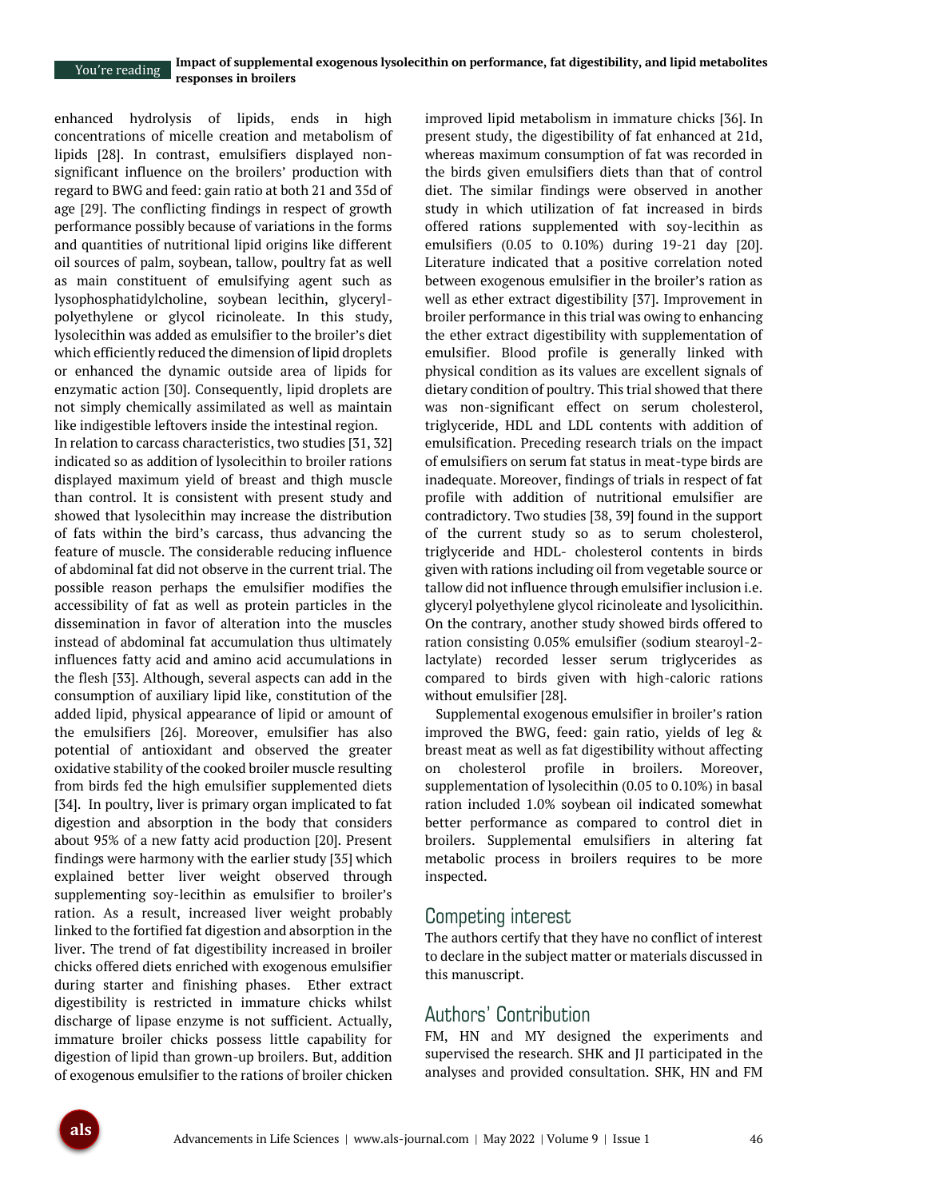enhanced hydrolysis of lipids, ends in high concentrations of micelle creation and metabolism of lipids [28]. In contrast, emulsifiers displayed non-significant influence on the broilers' production with regard to BWG and feed: gain ratio at both 21 and 35d of age [29]. The conflicting findings in respect of growth performance possibly because of variations in the forms and quantities of nutritional lipid origins like different oil sources of palm, soybean, tallow, poultry fat as well as main constituent of emulsifying agent such as lysophosphatidylcholine, soybean lecithin, glyceryl-polyethylene or glycol ricinoleate. In this study, lysolecithin was added as emulsifier to the broiler's diet which efficiently reduced the dimension of lipid droplets or enhanced the dynamic outside area of lipids for enzymatic action [30]. Consequently, lipid droplets are not simply chemically assimilated as well as maintain like indigestible leftovers inside the intestinal region.

In relation to carcass characteristics, two studies [31, 32] indicated so as addition of lysolecithin to broiler rations displayed maximum yield of breast and thigh muscle than control. It is consistent with present study and showed that lysolecithin may increase the distribution of fats within the bird's carcass, thus advancing the feature of muscle. The considerable reducing influence of abdominal fat did not observe in the current trial. The possible reason perhaps the emulsifier modifies the accessibility of fat as well as protein particles in the dissemination in favor of alteration into the muscles instead of abdominal fat accumulation thus ultimately influences fatty acid and amino acid accumulations in the flesh [33]. Although, several aspects can add in the consumption of auxiliary lipid like, constitution of the added lipid, physical appearance of lipid or amount of the emulsifiers [26]. Moreover, emulsifier has also potential of antioxidant and observed the greater oxidative stability of the cooked broiler muscle resulting from birds fed the high emulsifier supplemented diets [34]. In poultry, liver is primary organ implicated to fat digestion and absorption in the body that considers about 95% of a new fatty acid production [20]. Present findings were harmony with the earlier study [35] which explained better liver weight observed through supplementing soy-lecithin as emulsifier to broiler's ration. As a result, increased liver weight probably linked to the fortified fat digestion and absorption in the liver. The trend of fat digestibility increased in broiler chicks offered diets enriched with exogenous emulsifier during starter and finishing phases. Ether extract digestibility is restricted in immature chicks whilst discharge of lipase enzyme is not sufficient. Actually, immature broiler chicks possess little capability for digestion of lipid than grown-up broilers. But, addition of exogenous emulsifier to the rations of broiler chicken improved lipid metabolism in immature chicks [36]. In present study, the digestibility of fat enhanced at 21d, whereas maximum consumption of fat was recorded in the birds given emulsifiers diets than that of control diet. The similar findings were observed in another study in which utilization of fat increased in birds offered rations supplemented with soy-lecithin as emulsifiers (0.05 to 0.10%) during 19-21 day [20]. Literature indicated that a positive correlation noted between exogenous emulsifier in the broiler's ration as well as ether extract digestibility [37]. Improvement in broiler performance in this trial was owing to enhancing the ether extract digestibility with supplementation of emulsifier. Blood profile is generally linked with physical condition as its values are excellent signals of dietary condition of poultry. This trial showed that there was non-significant effect on serum cholesterol, triglyceride, HDL and LDL contents with addition of emulsification. Preceding research trials on the impact of emulsifiers on serum fat status in meat-type birds are inadequate. Moreover, findings of trials in respect of fat profile with addition of nutritional emulsifier are contradictory. Two studies [38, 39] found in the support of the current study so as to serum cholesterol, triglyceride and HDL- cholesterol contents in birds given with rations including oil from vegetable source or tallow did not influence through emulsifier inclusion i.e. glyceryl polyethylene glycol ricinoleate and lysolicithin. On the contrary, another study showed birds offered to ration consisting 0.05% emulsifier (sodium stearoyl-2-lactylate) recorded lesser serum triglycerides as compared to birds given with high-caloric rations without emulsifier [28].

Supplemental exogenous emulsifier in broiler's ration improved the BWG, feed: gain ratio, yields of leg & breast meat as well as fat digestibility without affecting on cholesterol profile in broilers. Moreover, supplementation of lysolecithin (0.05 to 0.10%) in basal ration included 1.0% soybean oil indicated somewhat better performance as compared to control diet in broilers. Supplemental emulsifiers in altering fat metabolic process in broilers requires to be more inspected.

## Competing interest

The authors certify that they have no conflict of interest to declare in the subject matter or materials discussed in this manuscript.

## Authors' Contribution

FM, HN and MY designed the experiments and supervised the research. SHK and JI participated in the analyses and provided consultation. SHK, HN and FM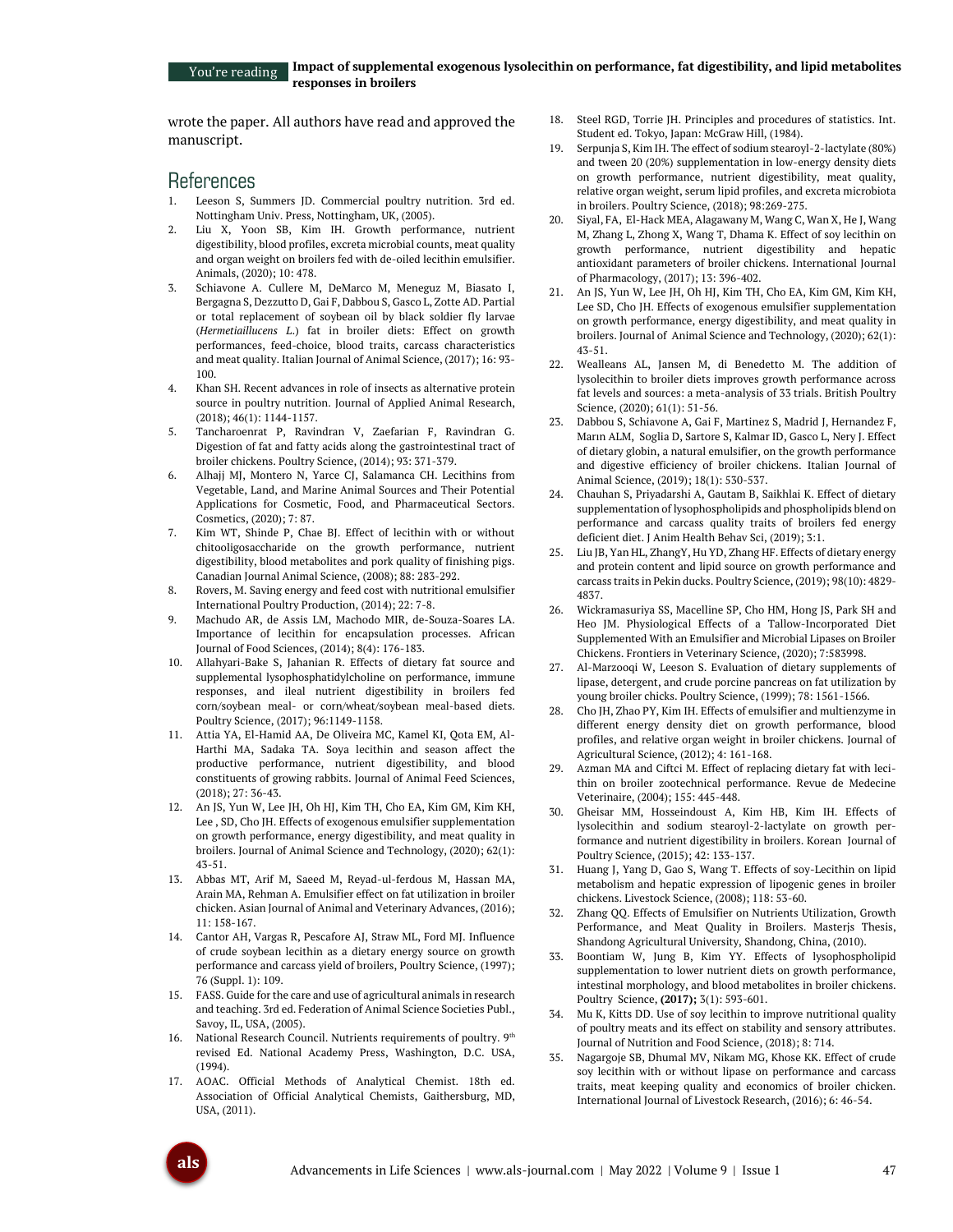wrote the paper. All authors have read and approved the manuscript.

## References

1. Leeson S, Summers JD. Commercial poultry nutrition. 3rd ed. Nottingham Univ. Press, Nottingham, UK, (2005).
2. Liu X, Yoon SB, Kim IH. Growth performance, nutrient digestibility, blood profiles, excreta microbial counts, meat quality and organ weight on broilers fed with de-oiled lecithin emulsifier. Animals, (2020); 10: 478.
3. Schiavone A. Cullere M, DeMarco M, Meneguz M, Biasato I, Bergagna S, Dezzutto D, Gai F, Dabbou S, Gasco L, Zotte AD. Partial or total replacement of soybean oil by black soldier fly larvae (*Hermetiaillucens L.*) fat in broiler diets: Effect on growth performances, feed-choice, blood traits, carcass characteristics and meat quality. Italian Journal of Animal Science, (2017); 16: 93-100.
4. Khan SH. Recent advances in role of insects as alternative protein source in poultry nutrition. Journal of Applied Animal Research, (2018); 46(1): 1144-1157.
5. Tancharoenrat P, Ravindran V, Zaefarian F, Ravindran G. Digestion of fat and fatty acids along the gastrointestinal tract of broiler chickens. Poultry Science, (2014); 93: 371-379.
6. Alhajj MJ, Montero N, Yarce CJ, Salamanca CH. Lecithins from Vegetable, Land, and Marine Animal Sources and Their Potential Applications for Cosmetic, Food, and Pharmaceutical Sectors. Cosmetics, (2020); 7: 87.
7. Kim WT, Shinde P, Chae BJ. Effect of lecithin with or without chitooligosaccharide on the growth performance, nutrient digestibility, blood metabolites and pork quality of finishing pigs. Canadian Journal Animal Science, (2008); 88: 283-292.
8. Rovers, M. Saving energy and feed cost with nutritional emulsifier International Poultry Production, (2014); 22: 7-8.
9. Machudo AR, de Assis LM, Machodo MIR, de-Souza-Soares LA. Importance of lecithin for encapsulation processes. African Journal of Food Sciences, (2014); 8(4): 176-183.
10. Allahyari-Bake S, Jahanian R. Effects of dietary fat source and supplemental lysophosphatidylcholine on performance, immune responses, and ileal nutrient digestibility in broilers fed corn/soybean meal- or corn/wheat/soybean meal-based diets. Poultry Science, (2017); 96:1149-1158.
11. Attia YA, El-Hamid AA, De Oliveira MC, Kamel KI, Qota EM, Al-Harthi MA, Sadaka TA. Soya lecithin and season affect the productive performance, nutrient digestibility, and blood constituents of growing rabbits. Journal of Animal Feed Sciences, (2018); 27: 36-43.
12. An JS, Yun W, Lee JH, Oh HJ, Kim TH, Cho EA, Kim GM, Kim KH, Lee , SD, Cho JH. Effects of exogenous emulsifier supplementation on growth performance, energy digestibility, and meat quality in broilers. Journal of Animal Science and Technology, (2020); 62(1): 43-51.
13. Abbas MT, Arif M, Saeed M, Reyad-ul-ferdous M, Hassan MA, Arain MA, Rehman A. Emulsifier effect on fat utilization in broiler chicken. Asian Journal of Animal and Veterinary Advances, (2016); 11: 158-167.
14. Cantor AH, Vargas R, Pescafore AJ, Straw ML, Ford MJ. Influence of crude soybean lecithin as a dietary energy source on growth performance and carcass yield of broilers, Poultry Science, (1997); 76 (Suppl. 1): 109.
15. FASS. Guide for the care and use of agricultural animals in research and teaching. 3rd ed. Federation of Animal Science Societies Publ., Savoy, IL, USA, (2005).
16. National Research Council. Nutrients requirements of poultry. 9th revised Ed. National Academy Press, Washington, D.C. USA, (1994).
17. AOAC. Official Methods of Analytical Chemist. 18th ed. Association of Official Analytical Chemists, Gaithersburg, MD, USA, (2011).
18. Steel RGD, Torrie JH. Principles and procedures of statistics. Int. Student ed. Tokyo, Japan: McGraw Hill, (1984).
19. Serpunja S, Kim IH. The effect of sodium stearoyl-2-lactylate (80%) and tween 20 (20%) supplementation in low-energy density diets on growth performance, nutrient digestibility, meat quality, relative organ weight, serum lipid profiles, and excreta microbiota in broilers. Poultry Science, (2018); 98:269-275.
20. Siyal, FA, El-Hack MEA, Alagawany M, Wang C, Wan X, He J, Wang M, Zhang L, Zhong X, Wang T, Dhama K. Effect of soy lecithin on growth performance, nutrient digestibility and hepatic antioxidant parameters of broiler chickens. International Journal of Pharmacology, (2017); 13: 396-402.
21. An JS, Yun W, Lee JH, Oh HJ, Kim TH, Cho EA, Kim GM, Kim KH, Lee SD, Cho JH. Effects of exogenous emulsifier supplementation on growth performance, energy digestibility, and meat quality in broilers. Journal of Animal Science and Technology, (2020); 62(1): 43-51.
22. Wealleans AL, Jansen M, di Benedetto M. The addition of lysolecithin to broiler diets improves growth performance across fat levels and sources: a meta-analysis of 33 trials. British Poultry Science, (2020); 61(1): 51-56.
23. Dabbou S, Schiavone A, Gai F, Martinez S, Madrid J, Hernandez F, Marın ALM, Soglia D, Sartore S, Kalmar ID, Gasco L, Nery J. Effect of dietary globin, a natural emulsifier, on the growth performance and digestive efficiency of broiler chickens. Italian Journal of Animal Science, (2019); 18(1): 530-537.
24. Chauhan S, Priyadarshi A, Gautam B, Saikhlai K. Effect of dietary supplementation of lysophospholipids and phospholipids blend on performance and carcass quality traits of broilers fed energy deficient diet. J Anim Health Behav Sci, (2019); 3:1.
25. Liu JB, Yan HL, ZhangY, Hu YD, Zhang HF. Effects of dietary energy and protein content and lipid source on growth performance and carcass traits in Pekin ducks. Poultry Science, (2019); 98(10): 4829-4837.
26. Wickramasuriya SS, Macelline SP, Cho HM, Hong JS, Park SH and Heo JM. Physiological Effects of a Tallow-Incorporated Diet Supplemented With an Emulsifier and Microbial Lipases on Broiler Chickens. Frontiers in Veterinary Science, (2020); 7:583998.
27. Al-Marzooqi W, Leeson S. Evaluation of dietary supplements of lipase, detergent, and crude porcine pancreas on fat utilization by young broiler chicks. Poultry Science, (1999); 78: 1561-1566.
28. Cho JH, Zhao PY, Kim IH. Effects of emulsifier and multienzyme in different energy density diet on growth performance, blood profiles, and relative organ weight in broiler chickens. Journal of Agricultural Science, (2012); 4: 161-168.
29. Azman MA and Ciftci M. Effect of replacing dietary fat with lecithin on broiler zootechnical performance. Revue de Medecine Veterinaire, (2004); 155: 445-448.
30. Gheisar MM, Hosseindoust A, Kim HB, Kim IH. Effects of lysolecithin and sodium stearoyl-2-lactylate on growth performance and nutrient digestibility in broilers. Korean Journal of Poultry Science, (2015); 42: 133-137.
31. Huang J, Yang D, Gao S, Wang T. Effects of soy-Lecithin on lipid metabolism and hepatic expression of lipogenic genes in broiler chickens. Livestock Science, (2008); 118: 53-60.
32. Zhang QQ. Effects of Emulsifier on Nutrients Utilization, Growth Performance, and Meat Quality in Broilers. Masterjs Thesis, Shandong Agricultural University, Shandong, China, (2010).
33. Boontiam W, Jung B, Kim YY. Effects of lysophospholipid supplementation to lower nutrient diets on growth performance, intestinal morphology, and blood metabolites in broiler chickens. Poultry Science, **(2017);** 3(1): 593-601.
34. Mu K, Kitts DD. Use of soy lecithin to improve nutritional quality of poultry meats and its effect on stability and sensory attributes. Journal of Nutrition and Food Science, (2018); 8: 714.
35. Nagargoje SB, Dhumal MV, Nikam MG, Khose KK. Effect of crude soy lecithin with or without lipase on performance and carcass traits, meat keeping quality and economics of broiler chicken. International Journal of Livestock Research, (2016); 6: 46-54.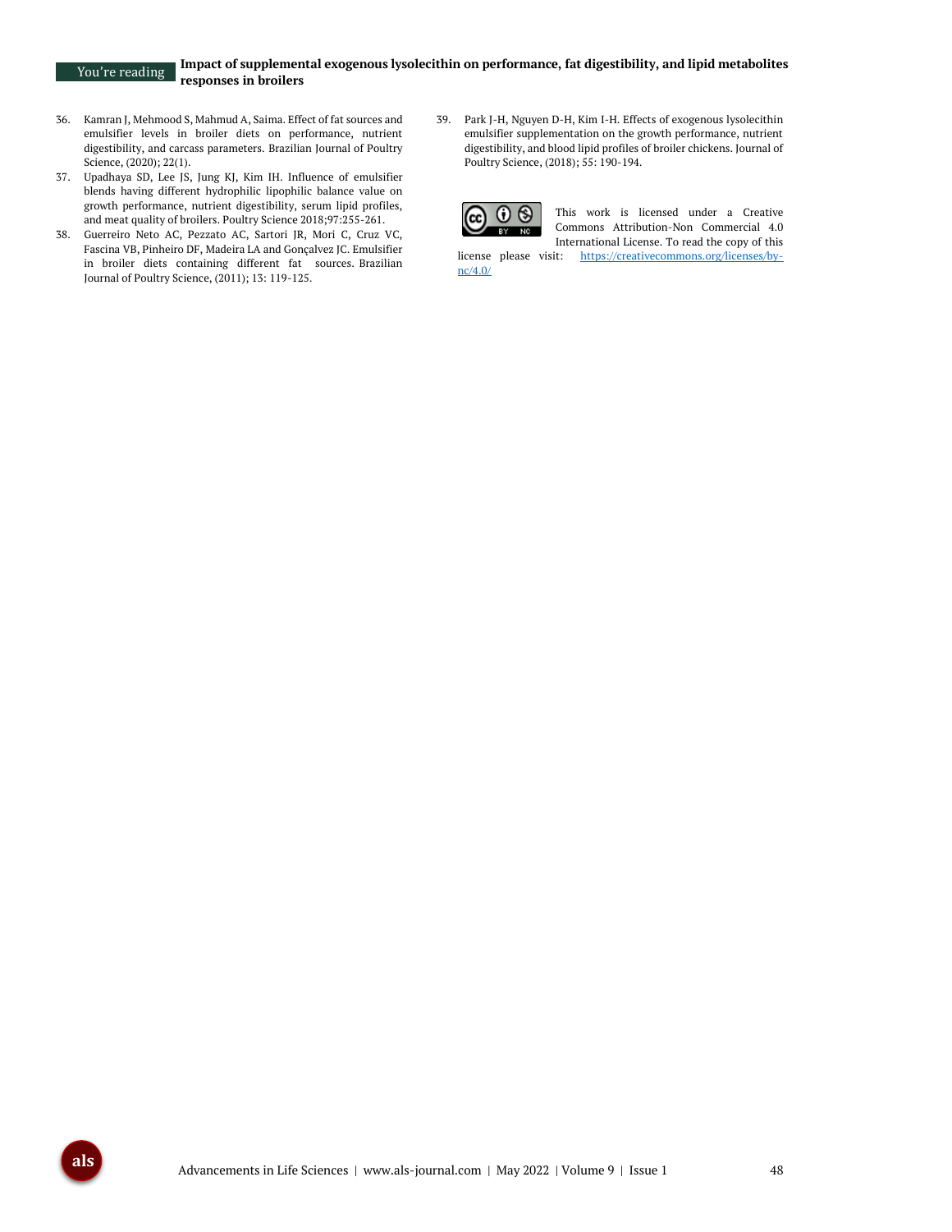36. Kamran J, Mehmood S, Mahmud A, Saima. Effect of fat sources and emulsifier levels in broiler diets on performance, nutrient digestibility, and carcass parameters. Brazilian Journal of Poultry Science, (2020); 22(1).
37. Upadhaya SD, Lee JS, Jung KJ, Kim IH. Influence of emulsifier blends having different hydrophilic lipophilic balance value on growth performance, nutrient digestibility, serum lipid profiles, and meat quality of broilers. Poultry Science 2018;97:255-261.
38. Guerreiro Neto AC, Pezzato AC, Sartori JR, Mori C, Cruz VC, Fascina VB, Pinheiro DF, Madeira LA and Gonçalvez JC. Emulsifier in broiler diets containing different fat sources. Brazilian Journal of Poultry Science, (2011); 13: 119-125.
39. Park J-H, Nguyen D-H, Kim I-H. Effects of exogenous lysolecithin emulsifier supplementation on the growth performance, nutrient digestibility, and blood lipid profiles of broiler chickens. Journal of Poultry Science, (2018); 55: 190-194.

This work is licensed under a Creative Commons Attribution-Non Commercial 4.0 International License. To read the copy of this license please visit: https://creativecommons.org/licenses/by-nc/4.0/